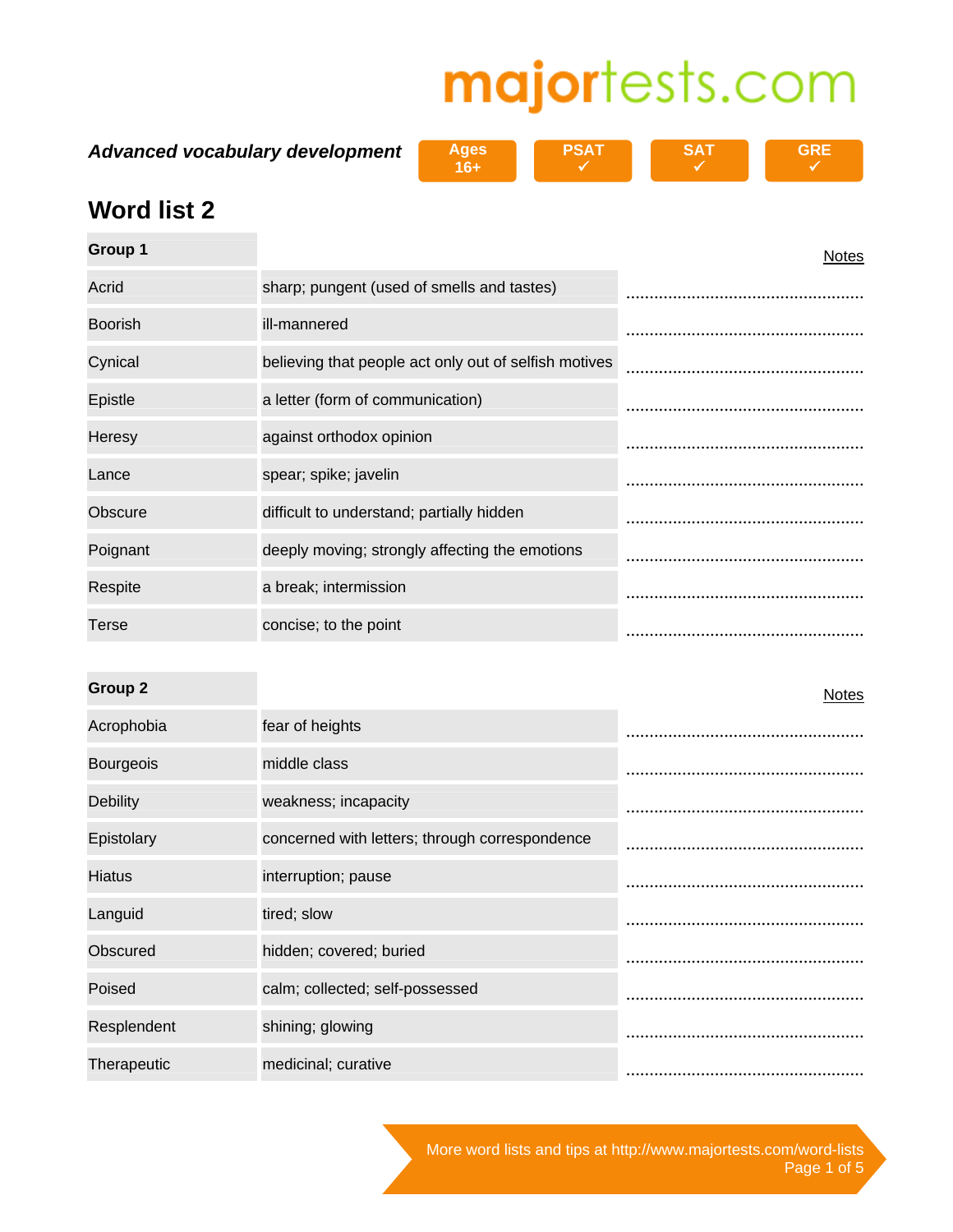majortests.com

*Advanced vocabulary development*

Ages 16+ | PSAT ✓ | SAT ✓ | GRE ✓

# Word list 2

| Group 1 | | Notes |
|---|---|---|
| Acrid | sharp; pungent (used of smells and tastes) | ........................................ |
| Boorish | ill-mannered | ........................................ |
| Cynical | believing that people act only out of selfish motives | ........................................ |
| Epistle | a letter (form of communication) | ........................................ |
| Heresy | against orthodox opinion | ........................................ |
| Lance | spear; spike; javelin | ........................................ |
| Obscure | difficult to understand; partially hidden | ........................................ |
| Poignant | deeply moving; strongly affecting the emotions | ........................................ |
| Respite | a break; intermission | ........................................ |
| Terse | concise; to the point | ........................................ |

| Group 2 | | Notes |
|---|---|---|
| Acrophobia | fear of heights | ........................................ |
| Bourgeois | middle class | ........................................ |
| Debility | weakness; incapacity | ........................................ |
| Epistolary | concerned with letters; through correspondence | ........................................ |
| Hiatus | interruption; pause | ........................................ |
| Languid | tired; slow | ........................................ |
| Obscured | hidden; covered; buried | ........................................ |
| Poised | calm; collected; self-possessed | ........................................ |
| Resplendent | shining; glowing | ........................................ |
| Therapeutic | medicinal; curative | ........................................ |

More word lists and tips at http://www.majortests.com/word-lists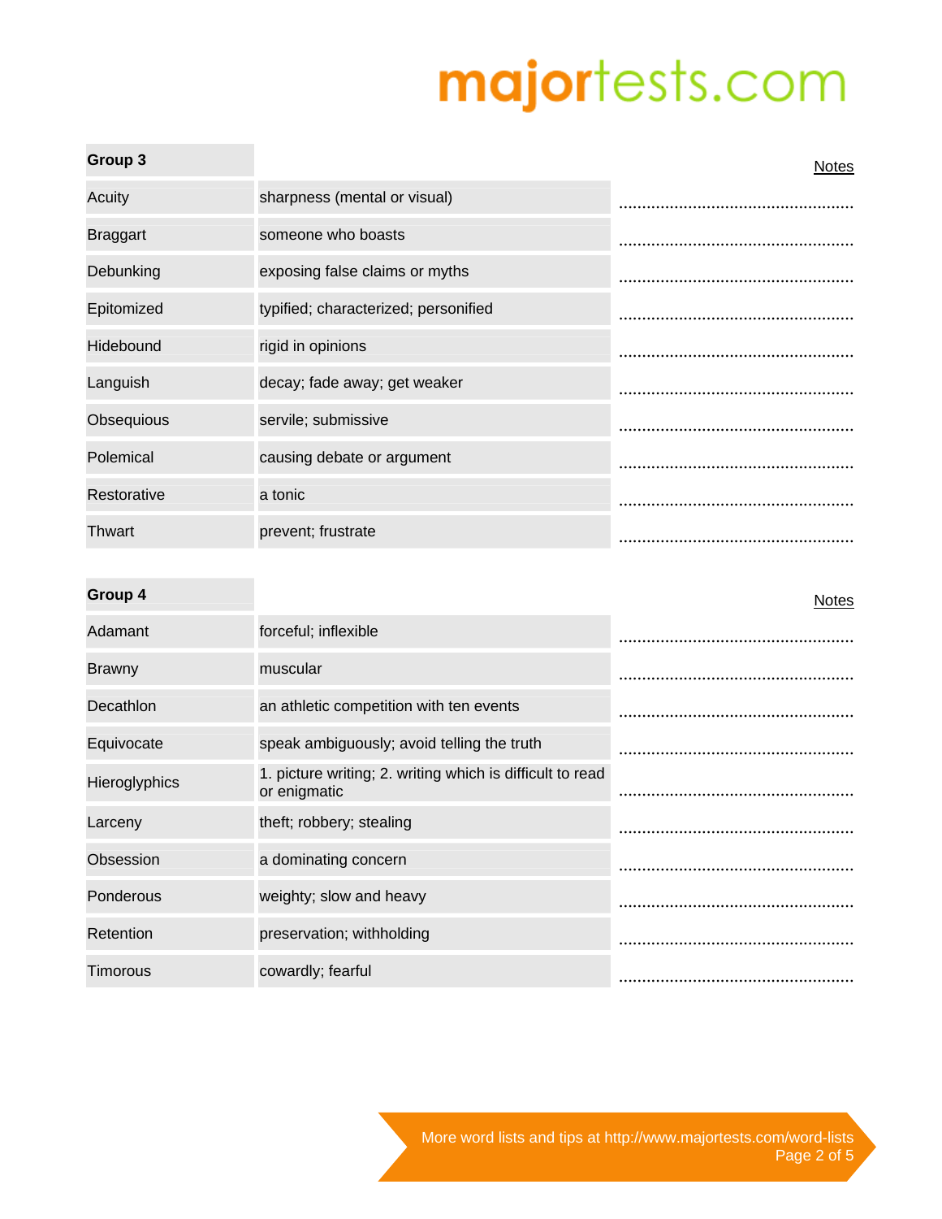| Group 3 | | Notes |
|---|---|---|
| Acuity | sharpness (mental or visual) | ................................................... |
| Braggart | someone who boasts | ................................................... |
| Debunking | exposing false claims or myths | ................................................... |
| Epitomized | typified; characterized; personified | ................................................... |
| Hidebound | rigid in opinions | ................................................... |
| Languish | decay; fade away; get weaker | ................................................... |
| Obsequious | servile; submissive | ................................................... |
| Polemical | causing debate or argument | ................................................... |
| Restorative | a tonic | ................................................... |
| Thwart | prevent; frustrate | ................................................... |

| Group 4 | | Notes |
|---|---|---|
| Adamant | forceful; inflexible | ................................................... |
| Brawny | muscular | ................................................... |
| Decathlon | an athletic competition with ten events | ................................................... |
| Equivocate | speak ambiguously; avoid telling the truth | ................................................... |
| Hieroglyphics | 1. picture writing; 2. writing which is difficult to read or enigmatic | ................................................... |
| Larceny | theft; robbery; stealing | ................................................... |
| Obsession | a dominating concern | ................................................... |
| Ponderous | weighty; slow and heavy | ................................................... |
| Retention | preservation; withholding | ................................................... |
| Timorous | cowardly; fearful | ................................................... |

More word lists and tips at http://www.majortests.com/word-lists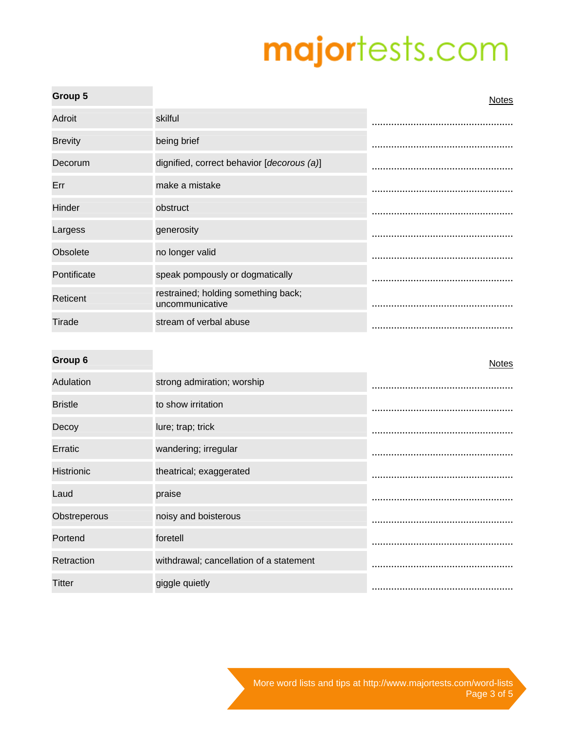| Group 5 | | Notes |
|---|---|---|
| Adroit | skilful | ..................................................... |
| Brevity | being brief | ..................................................... |
| Decorum | dignified, correct behavior [*decorous (a)*] | ..................................................... |
| Err | make a mistake | ..................................................... |
| Hinder | obstruct | ..................................................... |
| Largess | generosity | ..................................................... |
| Obsolete | no longer valid | ..................................................... |
| Pontificate | speak pompously or dogmatically | ..................................................... |
| Reticent | restrained; holding something back; uncommunicative | ..................................................... |
| Tirade | stream of verbal abuse | ..................................................... |

| Group 6 | | Notes |
|---|---|---|
| Adulation | strong admiration; worship | ..................................................... |
| Bristle | to show irritation | ..................................................... |
| Decoy | lure; trap; trick | ..................................................... |
| Erratic | wandering; irregular | ..................................................... |
| Histrionic | theatrical; exaggerated | ..................................................... |
| Laud | praise | ..................................................... |
| Obstreperous | noisy and boisterous | ..................................................... |
| Portend | foretell | ..................................................... |
| Retraction | withdrawal; cancellation of a statement | ..................................................... |
| Titter | giggle quietly | ..................................................... |

More word lists and tips at http://www.majortests.com/word-lists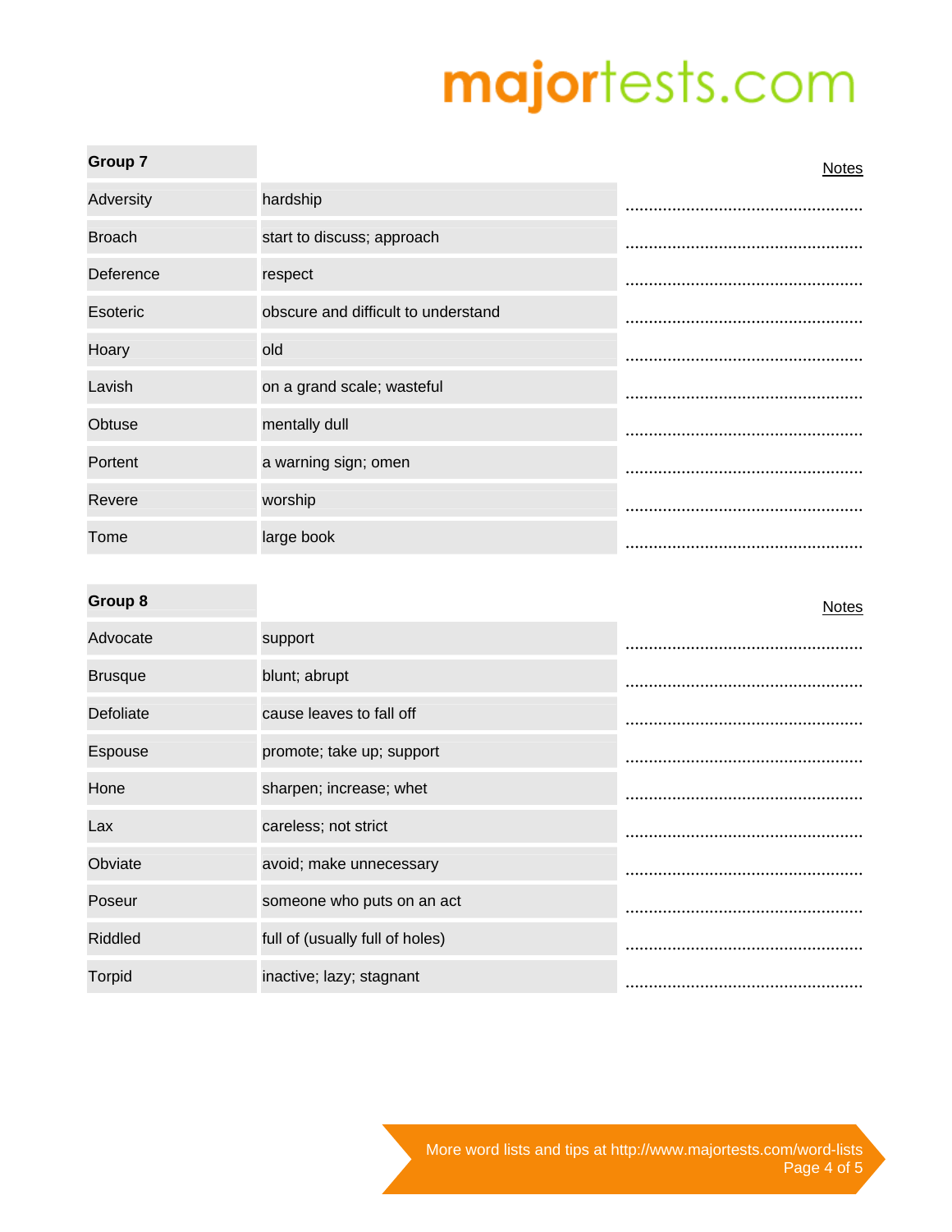| Group 7 | | Notes |
|---|---|---|
| Adversity | hardship | ................................................... |
| Broach | start to discuss; approach | ................................................... |
| Deference | respect | ................................................... |
| Esoteric | obscure and difficult to understand | ................................................... |
| Hoary | old | ................................................... |
| Lavish | on a grand scale; wasteful | ................................................... |
| Obtuse | mentally dull | ................................................... |
| Portent | a warning sign; omen | ................................................... |
| Revere | worship | ................................................... |
| Tome | large book | ................................................... |

| Group 8 | | Notes |
|---|---|---|
| Advocate | support | ................................................... |
| Brusque | blunt; abrupt | ................................................... |
| Defoliate | cause leaves to fall off | ................................................... |
| Espouse | promote; take up; support | ................................................... |
| Hone | sharpen; increase; whet | ................................................... |
| Lax | careless; not strict | ................................................... |
| Obviate | avoid; make unnecessary | ................................................... |
| Poseur | someone who puts on an act | ................................................... |
| Riddled | full of (usually full of holes) | ................................................... |
| Torpid | inactive; lazy; stagnant | ................................................... |

More word lists and tips at http://www.majortests.com/word-lists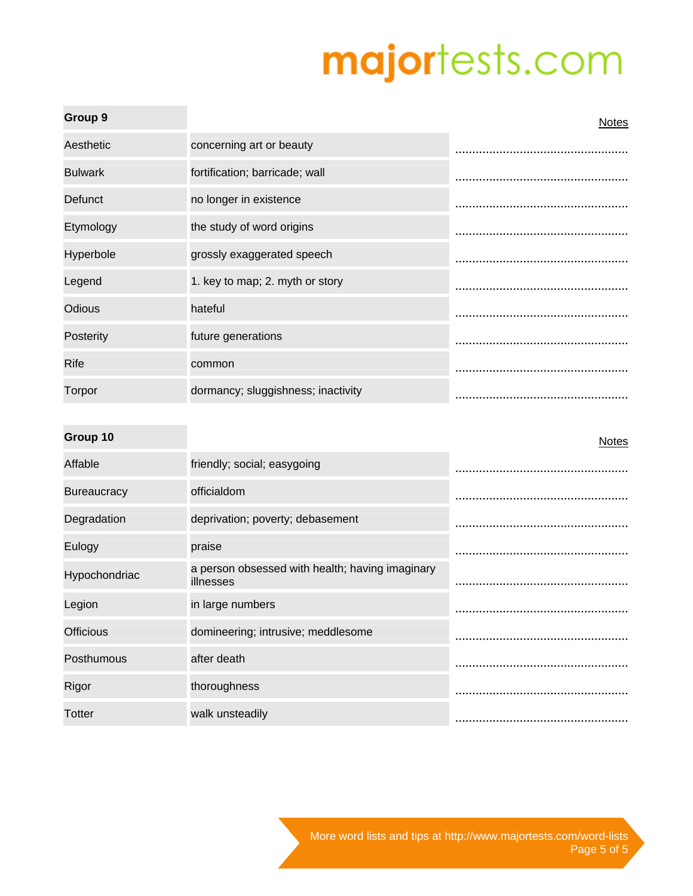| Group 9 | | Notes |
|---|---|---|
| Aesthetic | concerning art or beauty | ................................................... |
| Bulwark | fortification; barricade; wall | ................................................... |
| Defunct | no longer in existence | ................................................... |
| Etymology | the study of word origins | ................................................... |
| Hyperbole | grossly exaggerated speech | ................................................... |
| Legend | 1. key to map; 2. myth or story | ................................................... |
| Odious | hateful | ................................................... |
| Posterity | future generations | ................................................... |
| Rife | common | ................................................... |
| Torpor | dormancy; sluggishness; inactivity | ................................................... |

| Group 10 | | Notes |
|---|---|---|
| Affable | friendly; social; easygoing | ................................................... |
| Bureaucracy | officialdom | ................................................... |
| Degradation | deprivation; poverty; debasement | ................................................... |
| Eulogy | praise | ................................................... |
| Hypochondriac | a person obsessed with health; having imaginary illnesses | ................................................... |
| Legion | in large numbers | ................................................... |
| Officious | domineering; intrusive; meddlesome | ................................................... |
| Posthumous | after death | ................................................... |
| Rigor | thoroughness | ................................................... |
| Totter | walk unsteadily | ................................................... |

More word lists and tips at http://www.majortests.com/word-lists